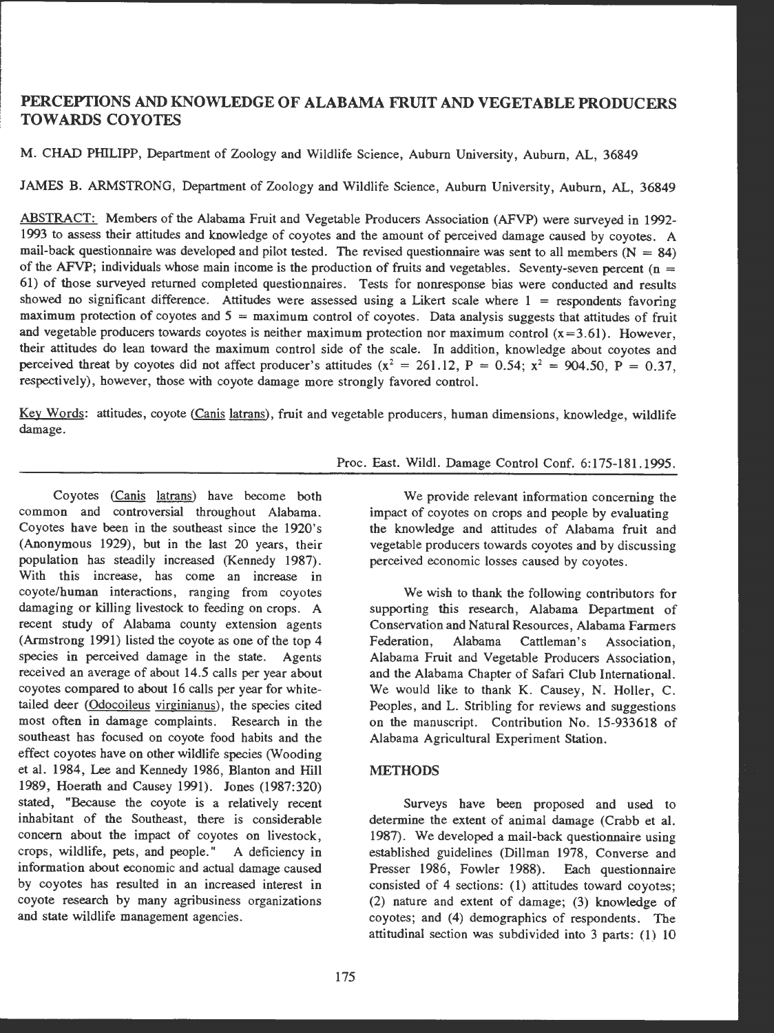# PERCEPTIONS AND KNOWLEDGE OF ALABAMA FRUIT AND VEGETABLE PRODUCERS TOWARDS COYOTES

M. CHAD PHILIPP, Department of Zoology and Wildlife Science, Auburn University, Auburn, AL, 36849

JAMES B. ARMSTRONG, Department of Zoology and Wildlife Science, Auburn University, Auburn, AL, 36849

ABSTRACT: Members of the Alabama Fruit and Vegetable Producers Association (AFVP) were surveyed in 1992-1993 to assess their attitudes and knowledge of coyotes and the amount of perceived damage caused by coyotes. A mail-back questionnaire was developed and pilot tested. The revised questionnaire was sent to all members ($N = 84$) of the AFVP; individuals whose main income is the production of fruits and vegetables. Seventy-seven percent ($n = 61$) of those surveyed returned completed questionnaires. Tests for nonresponse bias were conducted and results showed no significant difference. Attitudes were assessed using a Likert scale where 1 = respondents favoring maximum protection of coyotes and 5 = maximum control of coyotes. Data analysis suggests that attitudes of fruit and vegetable producers towards coyotes is neither maximum protection nor maximum control ($x = 3.61$). However, their attitudes do lean toward the maximum control side of the scale. In addition, knowledge about coyotes and perceived threat by coyotes did not affect producer's attitudes ($x^2 = 261.12$, $P = 0.54$; $x^2 = 904.50$, $P = 0.37$, respectively), however, those with coyote damage more strongly favored control.

Key Words: attitudes, coyote (*Canis latrans*), fruit and vegetable producers, human dimensions, knowledge, wildlife damage.

Proc. East. Wildl. Damage Control Conf. 6:175-181.1995.

Coyotes (*Canis latrans*) have become both common and controversial throughout Alabama. Coyotes have been in the southeast since the 1920's (Anonymous 1929), but in the last 20 years, their population has steadily increased (Kennedy 1987). With this increase, has come an increase in coyote/human interactions, ranging from coyotes damaging or killing livestock to feeding on crops. A recent study of Alabama county extension agents (Armstrong 1991) listed the coyote as one of the top 4 species in perceived damage in the state. Agents received an average of about 14.5 calls per year about coyotes compared to about 16 calls per year for white-tailed deer (*Odocoileus virginianus*), the species cited most often in damage complaints. Research in the southeast has focused on coyote food habits and the effect coyotes have on other wildlife species (Wooding et al. 1984, Lee and Kennedy 1986, Blanton and Hill 1989, Hoerath and Causey 1991). Jones (1987:320) stated, "Because the coyote is a relatively recent inhabitant of the Southeast, there is considerable concern about the impact of coyotes on livestock, crops, wildlife, pets, and people." A deficiency in information about economic and actual damage caused by coyotes has resulted in an increased interest in coyote research by many agribusiness organizations and state wildlife management agencies.

We provide relevant information concerning the impact of coyotes on crops and people by evaluating the knowledge and attitudes of Alabama fruit and vegetable producers towards coyotes and by discussing perceived economic losses caused by coyotes.

We wish to thank the following contributors for supporting this research, Alabama Department of Conservation and Natural Resources, Alabama Farmers Federation, Alabama Cattleman's Association, Alabama Fruit and Vegetable Producers Association, and the Alabama Chapter of Safari Club International. We would like to thank K. Causey, N. Holler, C. Peoples, and L. Stribling for reviews and suggestions on the manuscript. Contribution No. 15-933618 of Alabama Agricultural Experiment Station.

## METHODS

Surveys have been proposed and used to determine the extent of animal damage (Crabb et al. 1987). We developed a mail-back questionnaire using established guidelines (Dillman 1978, Converse and Presser 1986, Fowler 1988). Each questionnaire consisted of 4 sections: (1) attitudes toward coyotes; (2) nature and extent of damage; (3) knowledge of coyotes; and (4) demographics of respondents. The attitudinal section was subdivided into 3 parts: (1) 10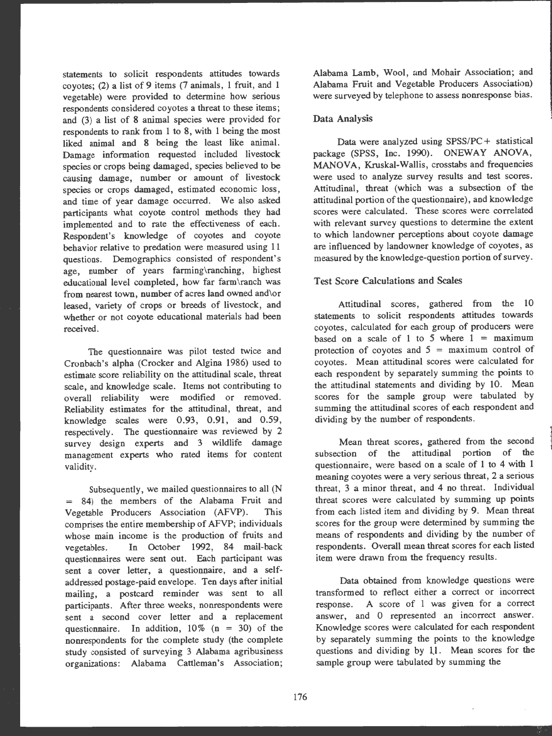statements to solicit respondents attitudes towards coyotes; (2) a list of 9 items (7 animals, 1 fruit, and 1 vegetable) were provided to determine how serious respondents considered coyotes a threat to these items; and (3) a list of 8 animal species were provided for respondents to rank from 1 to 8, with 1 being the most liked animal and 8 being the least like animal. Damage information requested included livestock species or crops being damaged, species believed to be causing damage, number or amount of livestock species or crops damaged, estimated economic loss, and time of year damage occurred. We also asked participants what coyote control methods they had implemented and to rate the effectiveness of each. Respondent's knowledge of coyotes and coyote behavior relative to predation were measured using 11 questions. Demographics consisted of respondent's age, number of years farming\ranching, highest educational level completed, how far farm\ranch was from nearest town, number of acres land owned and\or leased, variety of crops or breeds of livestock, and whether or not coyote educational materials had been received.

The questionnaire was pilot tested twice and Cronbach's alpha (Crocker and Algina 1986) used to estimate score reliability on the attitudinal scale, threat scale, and knowledge scale. Items not contributing to overall reliability were modified or removed. Reliability estimates for the attitudinal, threat, and knowledge scales were 0.93, 0.91, and 0.59, respectively. The questionnaire was reviewed by 2 survey design experts and 3 wildlife damage management experts who rated items for content validity.

Subsequently, we mailed questionnaires to all (N = 84) the members of the Alabama Fruit and Vegetable Producers Association (AFVP). This comprises the entire membership of AFVP; individuals whose main income is the production of fruits and vegetables. In October 1992, 84 mail-back questionnaires were sent out. Each participant was sent a cover letter, a questionnaire, and a self-addressed postage-paid envelope. Ten days after initial mailing, a postcard reminder was sent to all participants. After three weeks, nonrespondents were sent a second cover letter and a replacement questionnaire. In addition, 10% (n = 30) of the nonrespondents for the complete study (the complete study consisted of surveying 3 Alabama agribusiness organizations: Alabama Cattleman's Association; Alabama Lamb, Wool, and Mohair Association; and Alabama Fruit and Vegetable Producers Association) were surveyed by telephone to assess nonresponse bias.

## Data Analysis

Data were analyzed using SPSS/PC+ statistical package (SPSS, Inc. 1990). ONEWAY ANOVA, MANOVA, Kruskal-Wallis, crosstabs and frequencies were used to analyze survey results and test scores. Attitudinal, threat (which was a subsection of the attitudinal portion of the questionnaire), and knowledge scores were calculated. These scores were correlated with relevant survey questions to determine the extent to which landowner perceptions about coyote damage are influenced by landowner knowledge of coyotes, as measured by the knowledge-question portion of survey.

## Test Score Calculations and Scales

Attitudinal scores, gathered from the 10 statements to solicit respondents attitudes towards coyotes, calculated for each group of producers were based on a scale of 1 to 5 where 1 = maximum protection of coyotes and 5 = maximum control of coyotes. Mean attitudinal scores were calculated for each respondent by separately summing the points to the attitudinal statements and dividing by 10. Mean scores for the sample group were tabulated by summing the attitudinal scores of each respondent and dividing by the number of respondents.

Mean threat scores, gathered from the second subsection of the attitudinal portion of the questionnaire, were based on a scale of 1 to 4 with 1 meaning coyotes were a very serious threat, 2 a serious threat, 3 a minor threat, and 4 no threat. Individual threat scores were calculated by summing up points from each listed item and dividing by 9. Mean threat scores for the group were determined by summing the means of respondents and dividing by the number of respondents. Overall mean threat scores for each listed item were drawn from the frequency results.

Data obtained from knowledge questions were transformed to reflect either a correct or incorrect response. A score of 1 was given for a correct answer, and 0 represented an incorrect answer. Knowledge scores were calculated for each respondent by separately summing the points to the knowledge questions and dividing by 11. Mean scores for the sample group were tabulated by summing the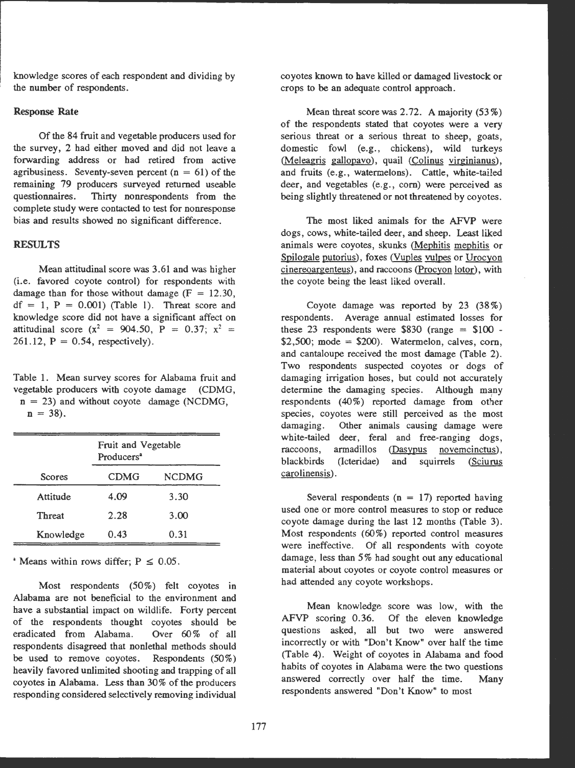knowledge scores of each respondent and dividing by the number of respondents.

## Response Rate

Of the 84 fruit and vegetable producers used for the survey, 2 had either moved and did not leave a forwarding address or had retired from active agribusiness. Seventy-seven percent (n = 61) of the remaining 79 producers surveyed returned useable questionnaires. Thirty nonrespondents from the complete study were contacted to test for nonresponse bias and results showed no significant difference.

## RESULTS

Mean attitudinal score was 3.61 and was higher (i.e. favored coyote control) for respondents with damage than for those without damage ($F = 12.30$, $df = 1$, $P = 0.001$) (Table 1). Threat score and knowledge score did not have a significant affect on attitudinal score ($x^2 = 904.50$, $P = 0.37$; $x^2 = 261.12$, $P = 0.54$, respectively).

Table 1. Mean survey scores for Alabama fruit and vegetable producers with coyote damage (CDMG, n = 23) and without coyote damage (NCDMG, n = 38).

| | Fruit and Vegetable Producers[a] | |
|---|---|---|
| Scores | CDMG | NCDMG |
| Attitude | 4.09 | 3.30 |
| Threat | 2.28 | 3.00 |
| Knowledge | 0.43 | 0.31 |

[a] Means within rows differ; $P \leq 0.05$.

Most respondents (50%) felt coyotes in Alabama are not beneficial to the environment and have a substantial impact on wildlife. Forty percent of the respondents thought coyotes should be eradicated from Alabama. Over 60% of all respondents disagreed that nonlethal methods should be used to remove coyotes. Respondents (50%) heavily favored unlimited shooting and trapping of all coyotes in Alabama. Less than 30% of the producers responding considered selectively removing individual coyotes known to have killed or damaged livestock or crops to be an adequate control approach.

Mean threat score was 2.72. A majority (53%) of the respondents stated that coyotes were a very serious threat or a serious threat to sheep, goats, domestic fowl (e.g., chickens), wild turkeys (*Meleagris gallopavo*), quail (*Colinus virginianus*), and fruits (e.g., watermelons). Cattle, white-tailed deer, and vegetables (e.g., corn) were perceived as being slightly threatened or not threatened by coyotes.

The most liked animals for the AFVP were dogs, cows, white-tailed deer, and sheep. Least liked animals were coyotes, skunks (*Mephitis mephitis* or *Spilogale putorius*), foxes (*Vuples vulpes* or *Urocyon cinereoargenteus*), and raccoons (*Procyon lotor*), with the coyote being the least liked overall.

Coyote damage was reported by 23 (38%) respondents. Average annual estimated losses for these 23 respondents were $830 (range = $100 - $2,500; mode = $200). Watermelon, calves, corn, and cantaloupe received the most damage (Table 2). Two respondents suspected coyotes or dogs of damaging irrigation hoses, but could not accurately determine the damaging species. Although many respondents (40%) reported damage from other species, coyotes were still perceived as the most damaging. Other animals causing damage were white-tailed deer, feral and free-ranging dogs, raccoons, armadillos (*Dasypus novemcinctus*), blackbirds (Icteridae) and squirrels (*Sciurus carolinensis*).

Several respondents (n = 17) reported having used one or more control measures to stop or reduce coyote damage during the last 12 months (Table 3). Most respondents (60%) reported control measures were ineffective. Of all respondents with coyote damage, less than 5% had sought out any educational material about coyotes or coyote control measures or had attended any coyote workshops.

Mean knowledge score was low, with the AFVP scoring 0.36. Of the eleven knowledge questions asked, all but two were answered incorrectly or with "Don't Know" over half the time (Table 4). Weight of coyotes in Alabama and food habits of coyotes in Alabama were the two questions answered correctly over half the time. Many respondents answered "Don't Know" to most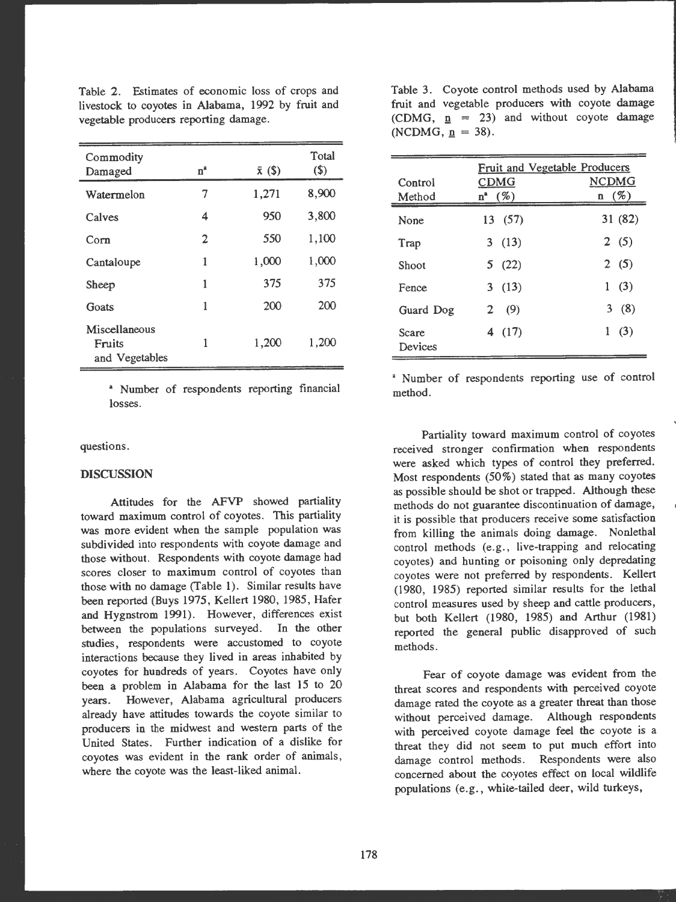Table 2. Estimates of economic loss of crops and livestock to coyotes in Alabama, 1992 by fruit and vegetable producers reporting damage.

| Commodity Damaged | n[a] | $\bar{x}$ ($) | Total ($) |
|---|---|---|---|
| Watermelon | 7 | 1,271 | 8,900 |
| Calves | 4 | 950 | 3,800 |
| Corn | 2 | 550 | 1,100 |
| Cantaloupe | 1 | 1,000 | 1,000 |
| Sheep | 1 | 375 | 375 |
| Goats | 1 | 200 | 200 |
| Miscellaneous Fruits and Vegetables | 1 | 1,200 | 1,200 |

[a] Number of respondents reporting financial losses.

Table 3. Coyote control methods used by Alabama fruit and vegetable producers with coyote damage (CDMG, $n$ = 23) and without coyote damage (NCDMG, $n$ = 38).

| Control Method | Fruit and Vegetable Producers CDMG n[a] (%) | NCDMG n (%) |
|---|---|---|
| None | 13 (57) | 31 (82) |
| Trap | 3 (13) | 2 (5) |
| Shoot | 5 (22) | 2 (5) |
| Fence | 3 (13) | 1 (3) |
| Guard Dog | 2 (9) | 3 (8) |
| Scare Devices | 4 (17) | 1 (3) |

[a] Number of respondents reporting use of control method.

questions.

## DISCUSSION

Attitudes for the AFVP showed partiality toward maximum control of coyotes. This partiality was more evident when the sample population was subdivided into respondents with coyote damage and those without. Respondents with coyote damage had scores closer to maximum control of coyotes than those with no damage (Table 1). Similar results have been reported (Buys 1975, Kellert 1980, 1985, Hafer and Hygnstrom 1991). However, differences exist between the populations surveyed. In the other studies, respondents were accustomed to coyote interactions because they lived in areas inhabited by coyotes for hundreds of years. Coyotes have only been a problem in Alabama for the last 15 to 20 years. However, Alabama agricultural producers already have attitudes towards the coyote similar to producers in the midwest and western parts of the United States. Further indication of a dislike for coyotes was evident in the rank order of animals, where the coyote was the least-liked animal.

Partiality toward maximum control of coyotes received stronger confirmation when respondents were asked which types of control they preferred. Most respondents (50%) stated that as many coyotes as possible should be shot or trapped. Although these methods do not guarantee discontinuation of damage, it is possible that producers receive some satisfaction from killing the animals doing damage. Nonlethal control methods (e.g., live-trapping and relocating coyotes) and hunting or poisoning only depredating coyotes were not preferred by respondents. Kellert (1980, 1985) reported similar results for the lethal control measures used by sheep and cattle producers, but both Kellert (1980, 1985) and Arthur (1981) reported the general public disapproved of such methods.

Fear of coyote damage was evident from the threat scores and respondents with perceived coyote damage rated the coyote as a greater threat than those without perceived damage. Although respondents with perceived coyote damage feel the coyote is a threat they did not seem to put much effort into damage control methods. Respondents were also concerned about the coyotes effect on local wildlife populations (e.g., white-tailed deer, wild turkeys,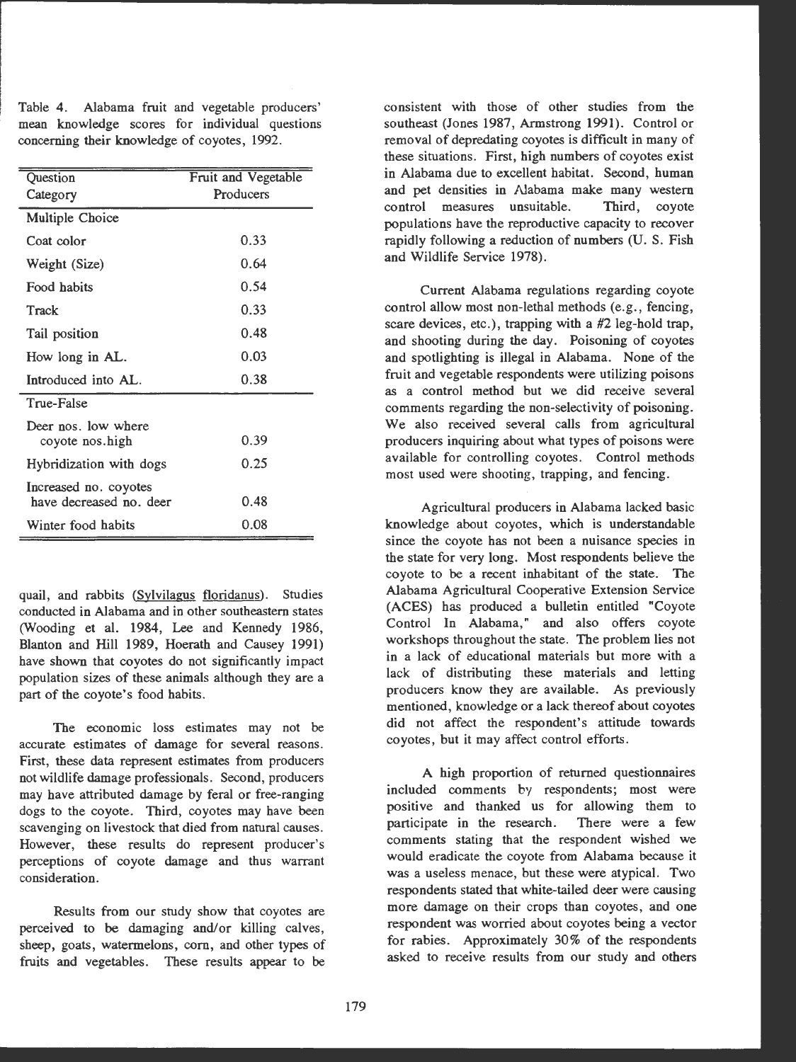Table 4. Alabama fruit and vegetable producers' mean knowledge scores for individual questions concerning their knowledge of coyotes, 1992.

| Question Category | Fruit and Vegetable Producers |
|---|---|
| Multiple Choice | |
| Coat color | 0.33 |
| Weight (Size) | 0.64 |
| Food habits | 0.54 |
| Track | 0.33 |
| Tail position | 0.48 |
| How long in AL. | 0.03 |
| Introduced into AL. | 0.38 |
| True-False | |
| Deer nos. low where coyote nos.high | 0.39 |
| Hybridization with dogs | 0.25 |
| Increased no. coyotes have decreased no. deer | 0.48 |
| Winter food habits | 0.08 |

quail, and rabbits (Sylvilagus floridanus). Studies conducted in Alabama and in other southeastern states (Wooding et al. 1984, Lee and Kennedy 1986, Blanton and Hill 1989, Hoerath and Causey 1991) have shown that coyotes do not significantly impact population sizes of these animals although they are a part of the coyote's food habits.

The economic loss estimates may not be accurate estimates of damage for several reasons. First, these data represent estimates from producers not wildlife damage professionals. Second, producers may have attributed damage by feral or free-ranging dogs to the coyote. Third, coyotes may have been scavenging on livestock that died from natural causes. However, these results do represent producer's perceptions of coyote damage and thus warrant consideration.

Results from our study show that coyotes are perceived to be damaging and/or killing calves, sheep, goats, watermelons, corn, and other types of fruits and vegetables. These results appear to be consistent with those of other studies from the southeast (Jones 1987, Armstrong 1991). Control or removal of depredating coyotes is difficult in many of these situations. First, high numbers of coyotes exist in Alabama due to excellent habitat. Second, human and pet densities in Alabama make many western control measures unsuitable. Third, coyote populations have the reproductive capacity to recover rapidly following a reduction of numbers (U. S. Fish and Wildlife Service 1978).

Current Alabama regulations regarding coyote control allow most non-lethal methods (e.g., fencing, scare devices, etc.), trapping with a #2 leg-hold trap, and shooting during the day. Poisoning of coyotes and spotlighting is illegal in Alabama. None of the fruit and vegetable respondents were utilizing poisons as a control method but we did receive several comments regarding the non-selectivity of poisoning. We also received several calls from agricultural producers inquiring about what types of poisons were available for controlling coyotes. Control methods most used were shooting, trapping, and fencing.

Agricultural producers in Alabama lacked basic knowledge about coyotes, which is understandable since the coyote has not been a nuisance species in the state for very long. Most respondents believe the coyote to be a recent inhabitant of the state. The Alabama Agricultural Cooperative Extension Service (ACES) has produced a bulletin entitled "Coyote Control In Alabama," and also offers coyote workshops throughout the state. The problem lies not in a lack of educational materials but more with a lack of distributing these materials and letting producers know they are available. As previously mentioned, knowledge or a lack thereof about coyotes did not affect the respondent's attitude towards coyotes, but it may affect control efforts.

A high proportion of returned questionnaires included comments by respondents; most were positive and thanked us for allowing them to participate in the research. There were a few comments stating that the respondent wished we would eradicate the coyote from Alabama because it was a useless menace, but these were atypical. Two respondents stated that white-tailed deer were causing more damage on their crops than coyotes, and one respondent was worried about coyotes being a vector for rabies. Approximately 30% of the respondents asked to receive results from our study and others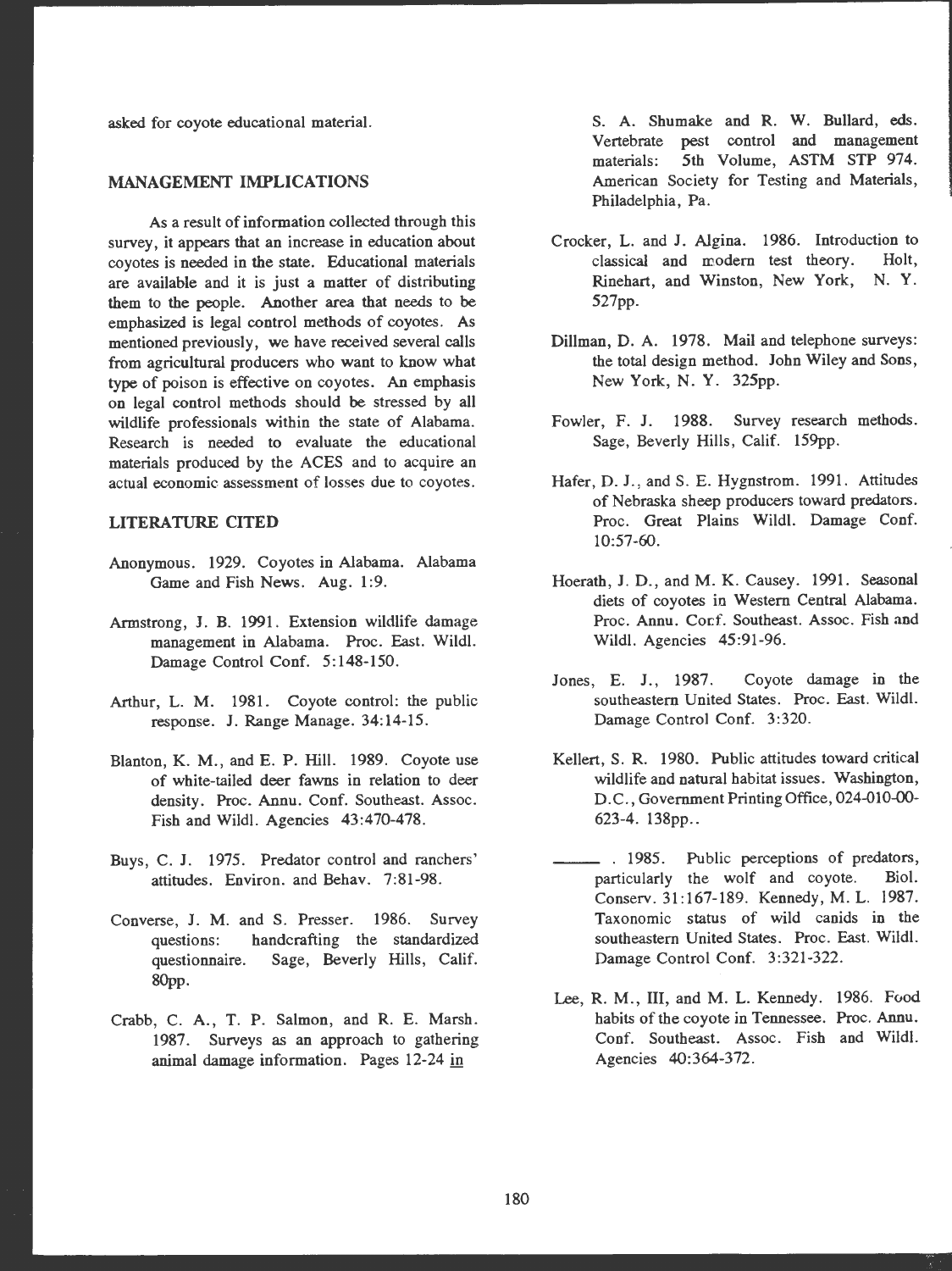asked for coyote educational material.

## MANAGEMENT IMPLICATIONS

As a result of information collected through this survey, it appears that an increase in education about coyotes is needed in the state. Educational materials are available and it is just a matter of distributing them to the people. Another area that needs to be emphasized is legal control methods of coyotes. As mentioned previously, we have received several calls from agricultural producers who want to know what type of poison is effective on coyotes. An emphasis on legal control methods should be stressed by all wildlife professionals within the state of Alabama. Research is needed to evaluate the educational materials produced by the ACES and to acquire an actual economic assessment of losses due to coyotes.

## LITERATURE CITED

Anonymous. 1929. Coyotes in Alabama. Alabama Game and Fish News. Aug. 1:9.

Armstrong, J. B. 1991. Extension wildlife damage management in Alabama. Proc. East. Wildl. Damage Control Conf. 5:148-150.

Arthur, L. M. 1981. Coyote control: the public response. J. Range Manage. 34:14-15.

Blanton, K. M., and E. P. Hill. 1989. Coyote use of white-tailed deer fawns in relation to deer density. Proc. Annu. Conf. Southeast. Assoc. Fish and Wildl. Agencies 43:470-478.

Buys, C. J. 1975. Predator control and ranchers' attitudes. Environ. and Behav. 7:81-98.

Converse, J. M. and S. Presser. 1986. Survey questions: handcrafting the standardized questionnaire. Sage, Beverly Hills, Calif. 80pp.

Crabb, C. A., T. P. Salmon, and R. E. Marsh. 1987. Surveys as an approach to gathering animal damage information. Pages 12-24 in S. A. Shumake and R. W. Bullard, eds. Vertebrate pest control and management materials: 5th Volume, ASTM STP 974. American Society for Testing and Materials, Philadelphia, Pa.

Crocker, L. and J. Algina. 1986. Introduction to classical and modern test theory. Holt, Rinehart, and Winston, New York, N. Y. 527pp.

Dillman, D. A. 1978. Mail and telephone surveys: the total design method. John Wiley and Sons, New York, N. Y. 325pp.

Fowler, F. J. 1988. Survey research methods. Sage, Beverly Hills, Calif. 159pp.

Hafer, D. J., and S. E. Hygnstrom. 1991. Attitudes of Nebraska sheep producers toward predators. Proc. Great Plains Wildl. Damage Conf. 10:57-60.

Hoerath, J. D., and M. K. Causey. 1991. Seasonal diets of coyotes in Western Central Alabama. Proc. Annu. Conf. Southeast. Assoc. Fish and Wildl. Agencies 45:91-96.

Jones, E. J., 1987. Coyote damage in the southeastern United States. Proc. East. Wildl. Damage Control Conf. 3:320.

Kellert, S. R. 1980. Public attitudes toward critical wildlife and natural habitat issues. Washington, D.C., Government Printing Office, 024-010-00-623-4. 138pp..

\_\_\_\_\_\_ . 1985. Public perceptions of predators, particularly the wolf and coyote. Biol. Conserv. 31:167-189. Kennedy, M. L. 1987. Taxonomic status of wild canids in the southeastern United States. Proc. East. Wildl. Damage Control Conf. 3:321-322.

Lee, R. M., III, and M. L. Kennedy. 1986. Food habits of the coyote in Tennessee. Proc. Annu. Conf. Southeast. Assoc. Fish and Wildl. Agencies 40:364-372.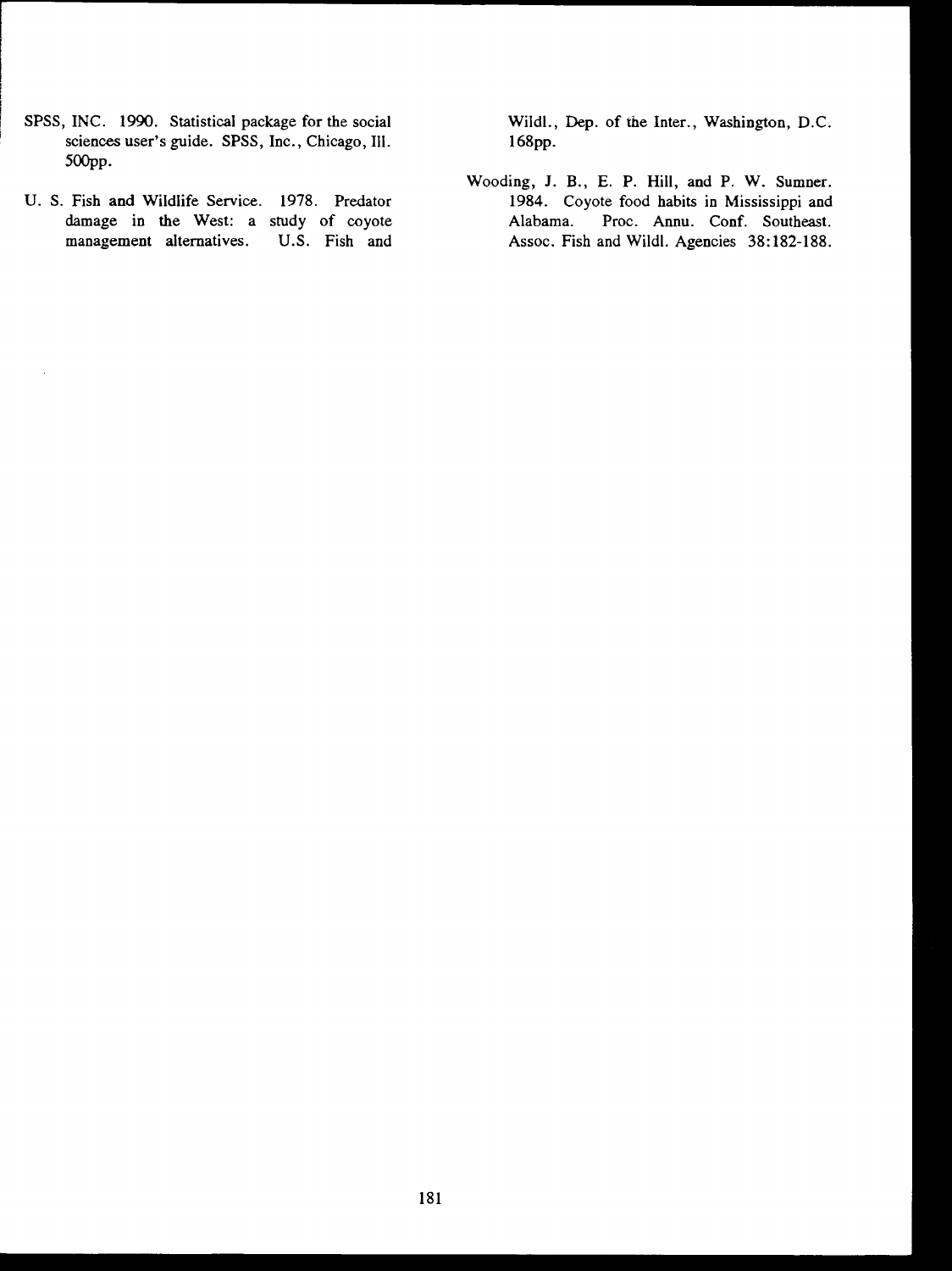SPSS, INC. 1990. Statistical package for the social sciences user's guide. SPSS, Inc., Chicago, Ill. 500pp.

U. S. Fish and Wildlife Service. 1978. Predator damage in the West: a study of coyote management alternatives. U.S. Fish and Wildl., Dep. of the Inter., Washington, D.C. 168pp.

Wooding, J. B., E. P. Hill, and P. W. Sumner. 1984. Coyote food habits in Mississippi and Alabama. Proc. Annu. Conf. Southeast. Assoc. Fish and Wildl. Agencies 38:182-188.